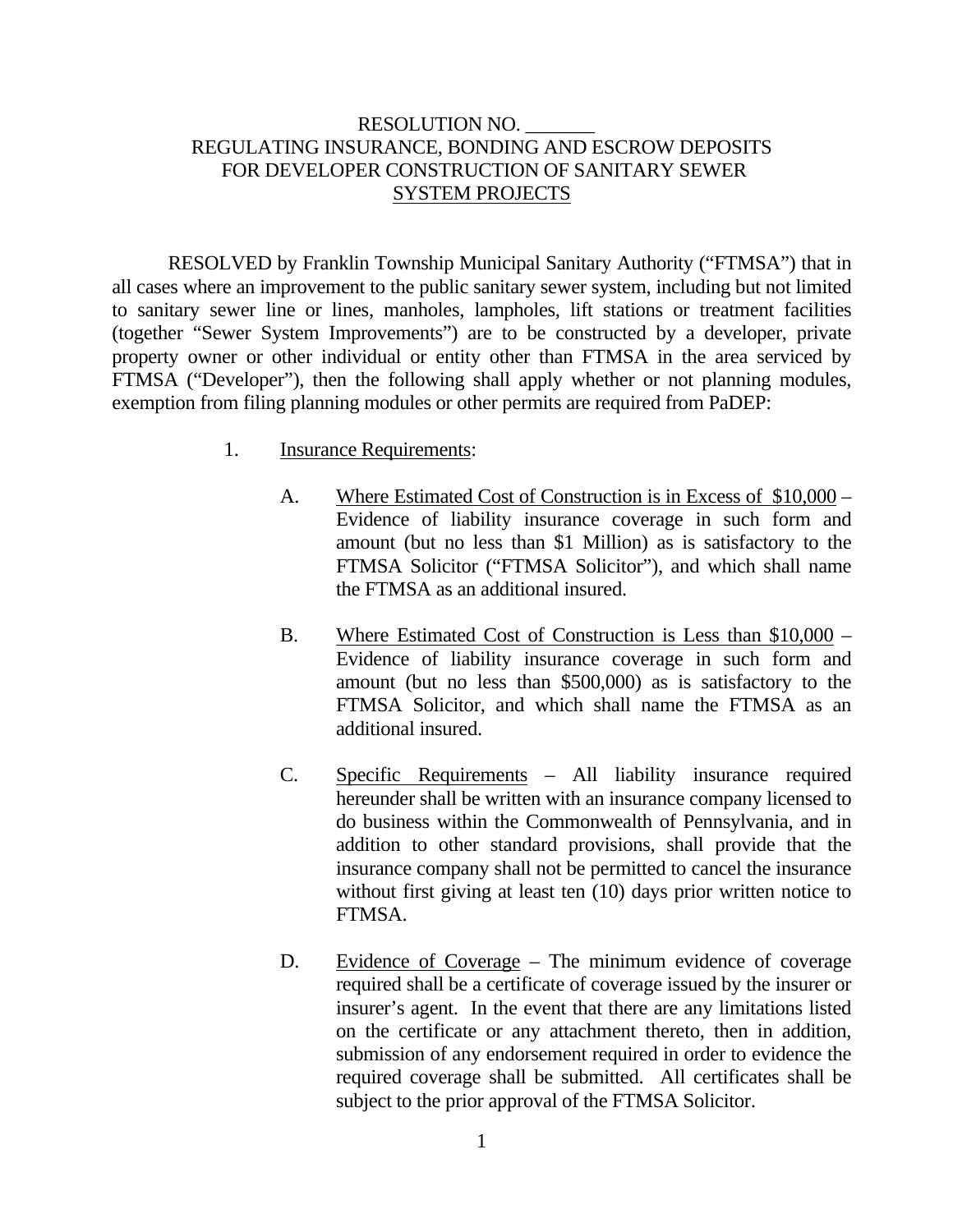RESOLUTION NO. _______
REGULATING INSURANCE, BONDING AND ESCROW DEPOSITS
FOR DEVELOPER CONSTRUCTION OF SANITARY SEWER
<u>SYSTEM PROJECTS</u>

RESOLVED by Franklin Township Municipal Sanitary Authority ("FTMSA") that in all cases where an improvement to the public sanitary sewer system, including but not limited to sanitary sewer line or lines, manholes, lampholes, lift stations or treatment facilities (together "Sewer System Improvements") are to be constructed by a developer, private property owner or other individual or entity other than FTMSA in the area serviced by FTMSA ("Developer"), then the following shall apply whether or not planning modules, exemption from filing planning modules or other permits are required from PaDEP:

1. <u>Insurance Requirements</u>:

   A. <u>Where Estimated Cost of Construction is in Excess of $10,000</u> – Evidence of liability insurance coverage in such form and amount (but no less than $1 Million) as is satisfactory to the FTMSA Solicitor ("FTMSA Solicitor"), and which shall name the FTMSA as an additional insured.

   B. <u>Where Estimated Cost of Construction is Less than $10,000</u> – Evidence of liability insurance coverage in such form and amount (but no less than $500,000) as is satisfactory to the FTMSA Solicitor, and which shall name the FTMSA as an additional insured.

   C. <u>Specific Requirements</u> – All liability insurance required hereunder shall be written with an insurance company licensed to do business within the Commonwealth of Pennsylvania, and in addition to other standard provisions, shall provide that the insurance company shall not be permitted to cancel the insurance without first giving at least ten (10) days prior written notice to FTMSA.

   D. <u>Evidence of Coverage</u> – The minimum evidence of coverage required shall be a certificate of coverage issued by the insurer or insurer's agent. In the event that there are any limitations listed on the certificate or any attachment thereto, then in addition, submission of any endorsement required in order to evidence the required coverage shall be submitted. All certificates shall be subject to the prior approval of the FTMSA Solicitor.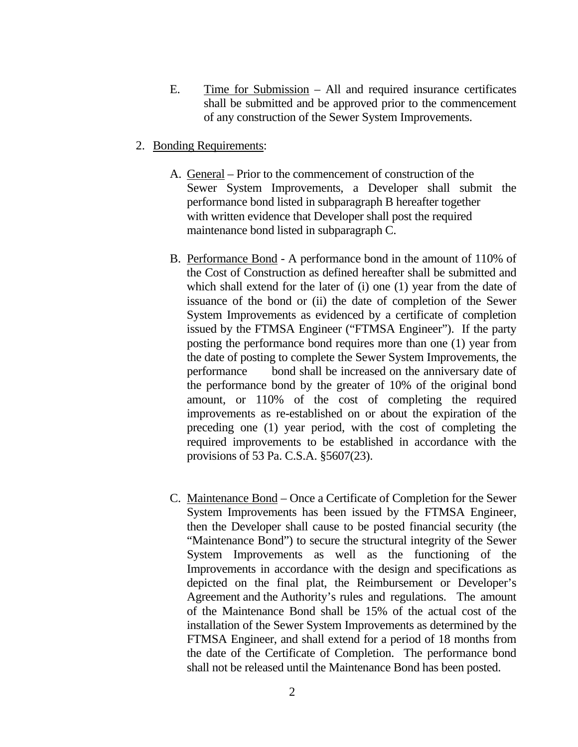E. <u>Time for Submission</u> – All and required insurance certificates shall be submitted and be approved prior to the commencement of any construction of the Sewer System Improvements.

2. <u>Bonding Requirements</u>:

   A. <u>General</u> – Prior to the commencement of construction of the Sewer System Improvements, a Developer shall submit the performance bond listed in subparagraph B hereafter together with written evidence that Developer shall post the required maintenance bond listed in subparagraph C.

   B. <u>Performance Bond</u> - A performance bond in the amount of 110% of the Cost of Construction as defined hereafter shall be submitted and which shall extend for the later of (i) one (1) year from the date of issuance of the bond or (ii) the date of completion of the Sewer System Improvements as evidenced by a certificate of completion issued by the FTMSA Engineer ("FTMSA Engineer"). If the party posting the performance bond requires more than one (1) year from the date of posting to complete the Sewer System Improvements, the performance bond shall be increased on the anniversary date of the performance bond by the greater of 10% of the original bond amount, or 110% of the cost of completing the required improvements as re-established on or about the expiration of the preceding one (1) year period, with the cost of completing the required improvements to be established in accordance with the provisions of 53 Pa. C.S.A. §5607(23).

   C. <u>Maintenance Bond</u> – Once a Certificate of Completion for the Sewer System Improvements has been issued by the FTMSA Engineer, then the Developer shall cause to be posted financial security (the "Maintenance Bond") to secure the structural integrity of the Sewer System Improvements as well as the functioning of the Improvements in accordance with the design and specifications as depicted on the final plat, the Reimbursement or Developer's Agreement and the Authority's rules and regulations. The amount of the Maintenance Bond shall be 15% of the actual cost of the installation of the Sewer System Improvements as determined by the FTMSA Engineer, and shall extend for a period of 18 months from the date of the Certificate of Completion. The performance bond shall not be released until the Maintenance Bond has been posted.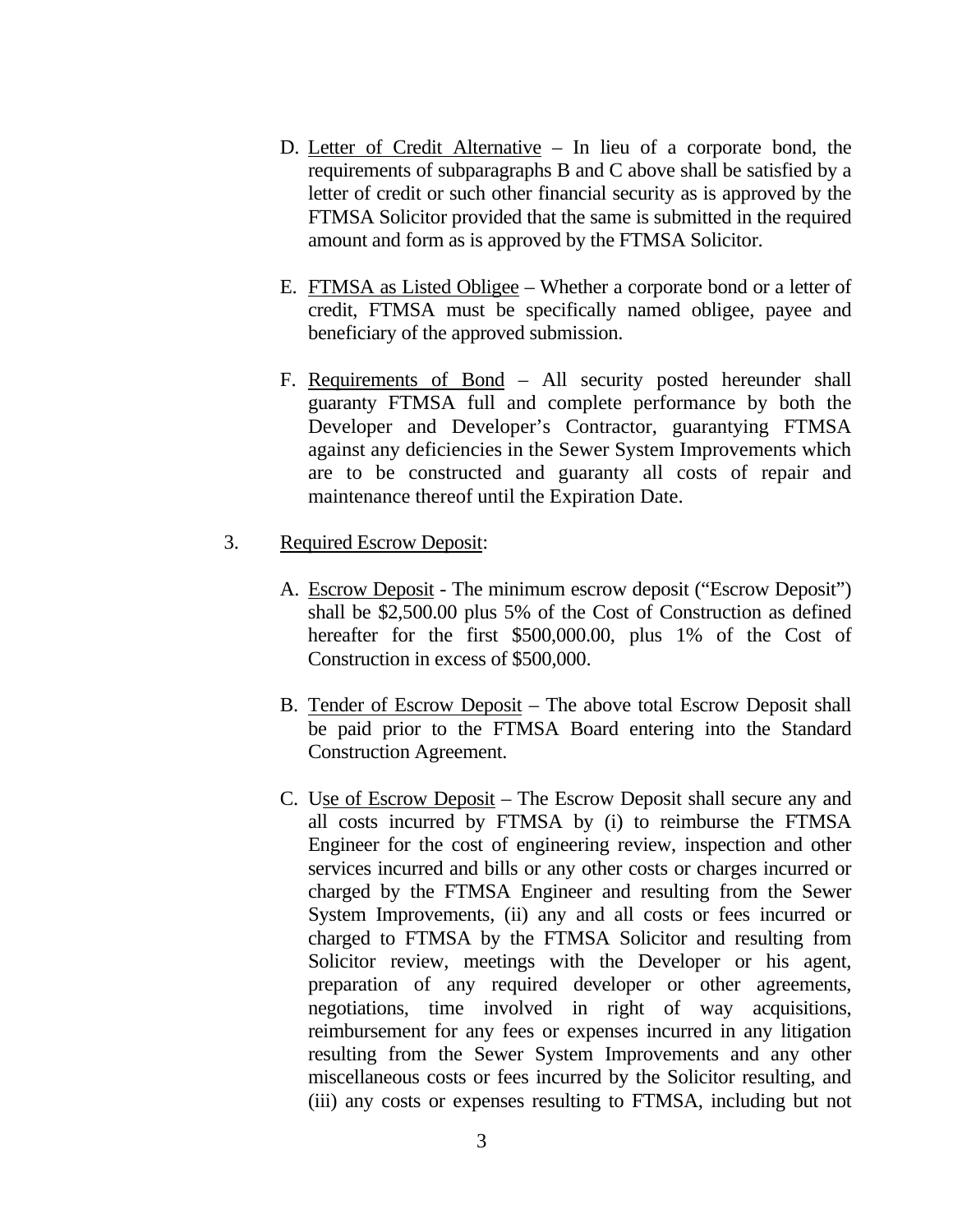D. Letter of Credit Alternative – In lieu of a corporate bond, the requirements of subparagraphs B and C above shall be satisfied by a letter of credit or such other financial security as is approved by the FTMSA Solicitor provided that the same is submitted in the required amount and form as is approved by the FTMSA Solicitor.

E. FTMSA as Listed Obligee – Whether a corporate bond or a letter of credit, FTMSA must be specifically named obligee, payee and beneficiary of the approved submission.

F. Requirements of Bond – All security posted hereunder shall guaranty FTMSA full and complete performance by both the Developer and Developer's Contractor, guarantying FTMSA against any deficiencies in the Sewer System Improvements which are to be constructed and guaranty all costs of repair and maintenance thereof until the Expiration Date.

3. Required Escrow Deposit:

A. Escrow Deposit - The minimum escrow deposit ("Escrow Deposit") shall be $2,500.00 plus 5% of the Cost of Construction as defined hereafter for the first $500,000.00, plus 1% of the Cost of Construction in excess of $500,000.

B. Tender of Escrow Deposit – The above total Escrow Deposit shall be paid prior to the FTMSA Board entering into the Standard Construction Agreement.

C. Use of Escrow Deposit – The Escrow Deposit shall secure any and all costs incurred by FTMSA by (i) to reimburse the FTMSA Engineer for the cost of engineering review, inspection and other services incurred and bills or any other costs or charges incurred or charged by the FTMSA Engineer and resulting from the Sewer System Improvements, (ii) any and all costs or fees incurred or charged to FTMSA by the FTMSA Solicitor and resulting from Solicitor review, meetings with the Developer or his agent, preparation of any required developer or other agreements, negotiations, time involved in right of way acquisitions, reimbursement for any fees or expenses incurred in any litigation resulting from the Sewer System Improvements and any other miscellaneous costs or fees incurred by the Solicitor resulting, and (iii) any costs or expenses resulting to FTMSA, including but not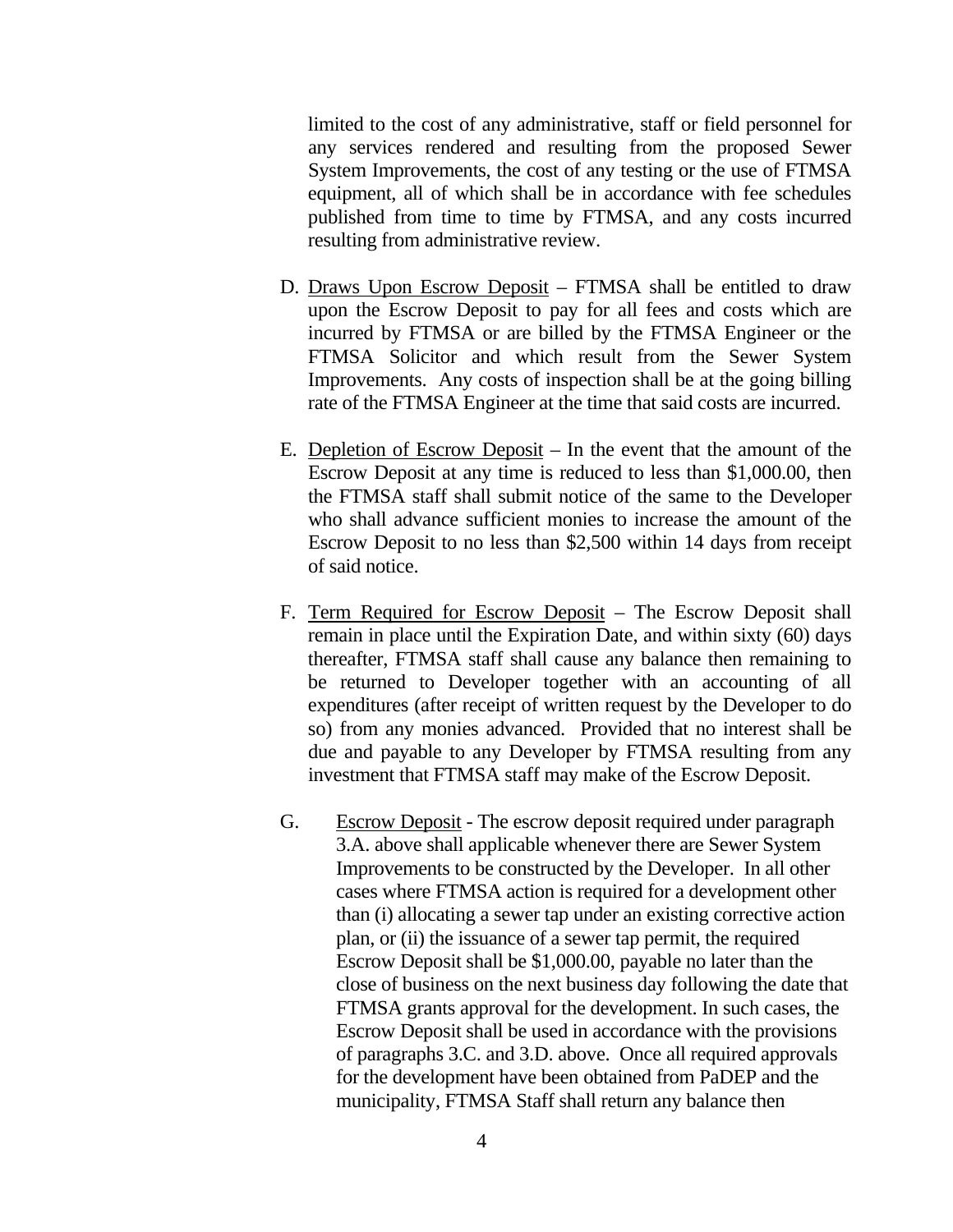limited to the cost of any administrative, staff or field personnel for any services rendered and resulting from the proposed Sewer System Improvements, the cost of any testing or the use of FTMSA equipment, all of which shall be in accordance with fee schedules published from time to time by FTMSA, and any costs incurred resulting from administrative review.

D. Draws Upon Escrow Deposit – FTMSA shall be entitled to draw upon the Escrow Deposit to pay for all fees and costs which are incurred by FTMSA or are billed by the FTMSA Engineer or the FTMSA Solicitor and which result from the Sewer System Improvements. Any costs of inspection shall be at the going billing rate of the FTMSA Engineer at the time that said costs are incurred.

E. Depletion of Escrow Deposit – In the event that the amount of the Escrow Deposit at any time is reduced to less than $1,000.00, then the FTMSA staff shall submit notice of the same to the Developer who shall advance sufficient monies to increase the amount of the Escrow Deposit to no less than $2,500 within 14 days from receipt of said notice.

F. Term Required for Escrow Deposit – The Escrow Deposit shall remain in place until the Expiration Date, and within sixty (60) days thereafter, FTMSA staff shall cause any balance then remaining to be returned to Developer together with an accounting of all expenditures (after receipt of written request by the Developer to do so) from any monies advanced. Provided that no interest shall be due and payable to any Developer by FTMSA resulting from any investment that FTMSA staff may make of the Escrow Deposit.

G. Escrow Deposit - The escrow deposit required under paragraph 3.A. above shall applicable whenever there are Sewer System Improvements to be constructed by the Developer. In all other cases where FTMSA action is required for a development other than (i) allocating a sewer tap under an existing corrective action plan, or (ii) the issuance of a sewer tap permit, the required Escrow Deposit shall be $1,000.00, payable no later than the close of business on the next business day following the date that FTMSA grants approval for the development. In such cases, the Escrow Deposit shall be used in accordance with the provisions of paragraphs 3.C. and 3.D. above. Once all required approvals for the development have been obtained from PaDEP and the municipality, FTMSA Staff shall return any balance then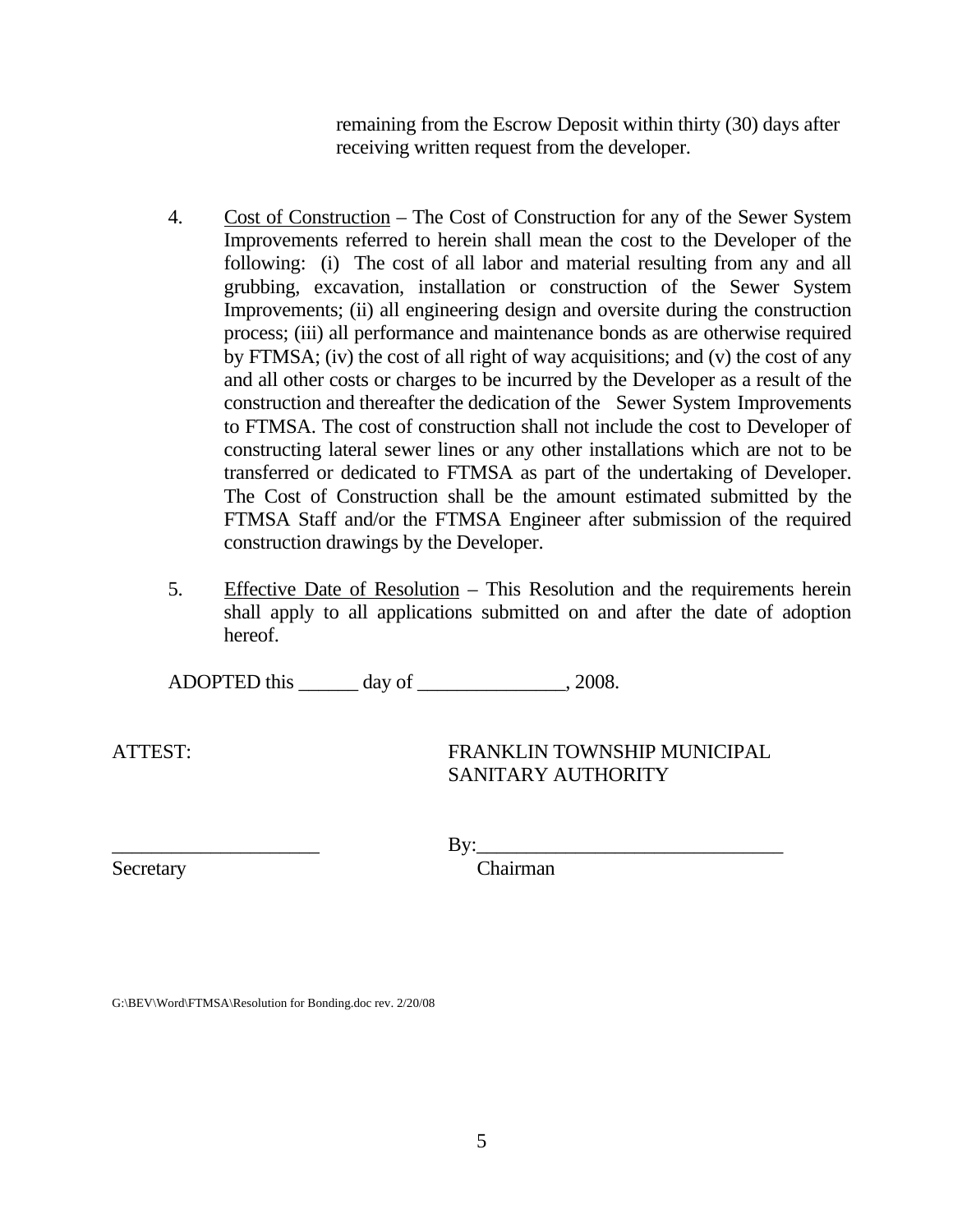remaining from the Escrow Deposit within thirty (30) days after receiving written request from the developer.

4. Cost of Construction – The Cost of Construction for any of the Sewer System Improvements referred to herein shall mean the cost to the Developer of the following: (i) The cost of all labor and material resulting from any and all grubbing, excavation, installation or construction of the Sewer System Improvements; (ii) all engineering design and oversite during the construction process; (iii) all performance and maintenance bonds as are otherwise required by FTMSA; (iv) the cost of all right of way acquisitions; and (v) the cost of any and all other costs or charges to be incurred by the Developer as a result of the construction and thereafter the dedication of the Sewer System Improvements to FTMSA. The cost of construction shall not include the cost to Developer of constructing lateral sewer lines or any other installations which are not to be transferred or dedicated to FTMSA as part of the undertaking of Developer. The Cost of Construction shall be the amount estimated submitted by the FTMSA Staff and/or the FTMSA Engineer after submission of the required construction drawings by the Developer.

5. Effective Date of Resolution – This Resolution and the requirements herein shall apply to all applications submitted on and after the date of adoption hereof.

ADOPTED this ______ day of _______________, 2008.

ATTEST:

FRANKLIN TOWNSHIP MUNICIPAL SANITARY AUTHORITY

_____________________
Secretary

By:_______________________________
Chairman

G:\BEV\Word\FTMSA\Resolution for Bonding.doc rev. 2/20/08